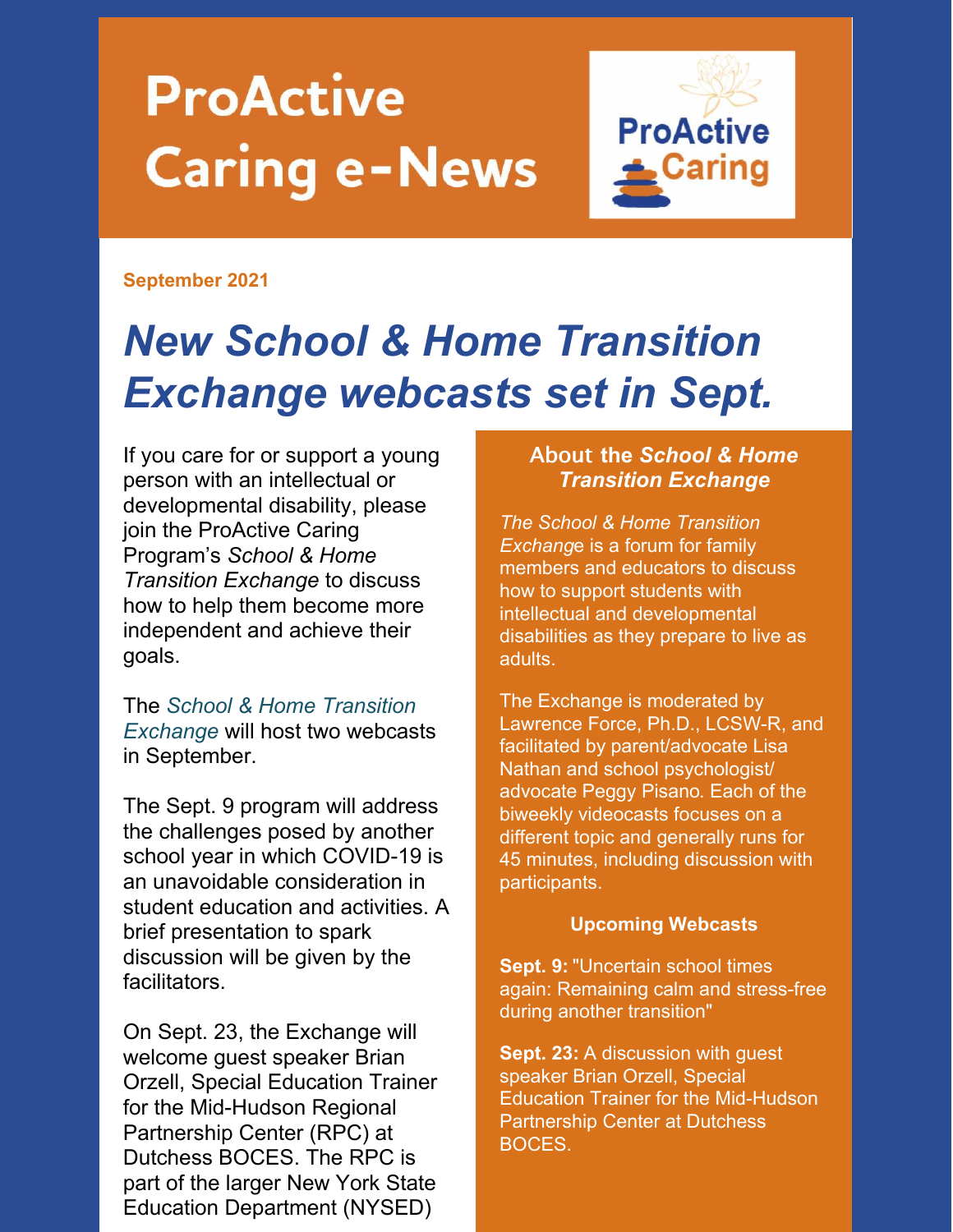# ProActive Caring e-News

**September 2021**

## *New School & Home Transition Exchange webcasts set in Sept.*

If you care for or support a young person with an intellectual or developmental disability, please join the ProActive Caring Program's *School & Home Transition Exchange* to discuss how to help them become more independent and achieve their goals.

The *School & Home Transition Exchange* will host two webcasts in September.

The Sept. 9 program will address the challenges posed by another school year in which COVID-19 is an unavoidable consideration in student education and activities. A brief presentation to spark discussion will be given by the facilitators.

On Sept. 23, the Exchange will welcome guest speaker Brian Orzell, Special Education Trainer for the Mid-Hudson Regional Partnership Center (RPC) at Dutchess BOCES. The RPC is part of the larger New York State Education Department (NYSED)

### About the *School & Home Transition Exchange*

*The School & Home Transition Exchange* is a forum for family members and educators to discuss how to support students with intellectual and developmental disabilities as they prepare to live as adults.

The Exchange is moderated by Lawrence Force, Ph.D., LCSW-R, and facilitated by parent/advocate Lisa Nathan and school psychologist/advocate Peggy Pisano. Each of the biweekly videocasts focuses on a different topic and generally runs for 45 minutes, including discussion with participants.

**Upcoming Webcasts**

**Sept. 9:** "Uncertain school times again: Remaining calm and stress-free during another transition"

**Sept. 23:** A discussion with guest speaker Brian Orzell, Special Education Trainer for the Mid-Hudson Partnership Center at Dutchess BOCES.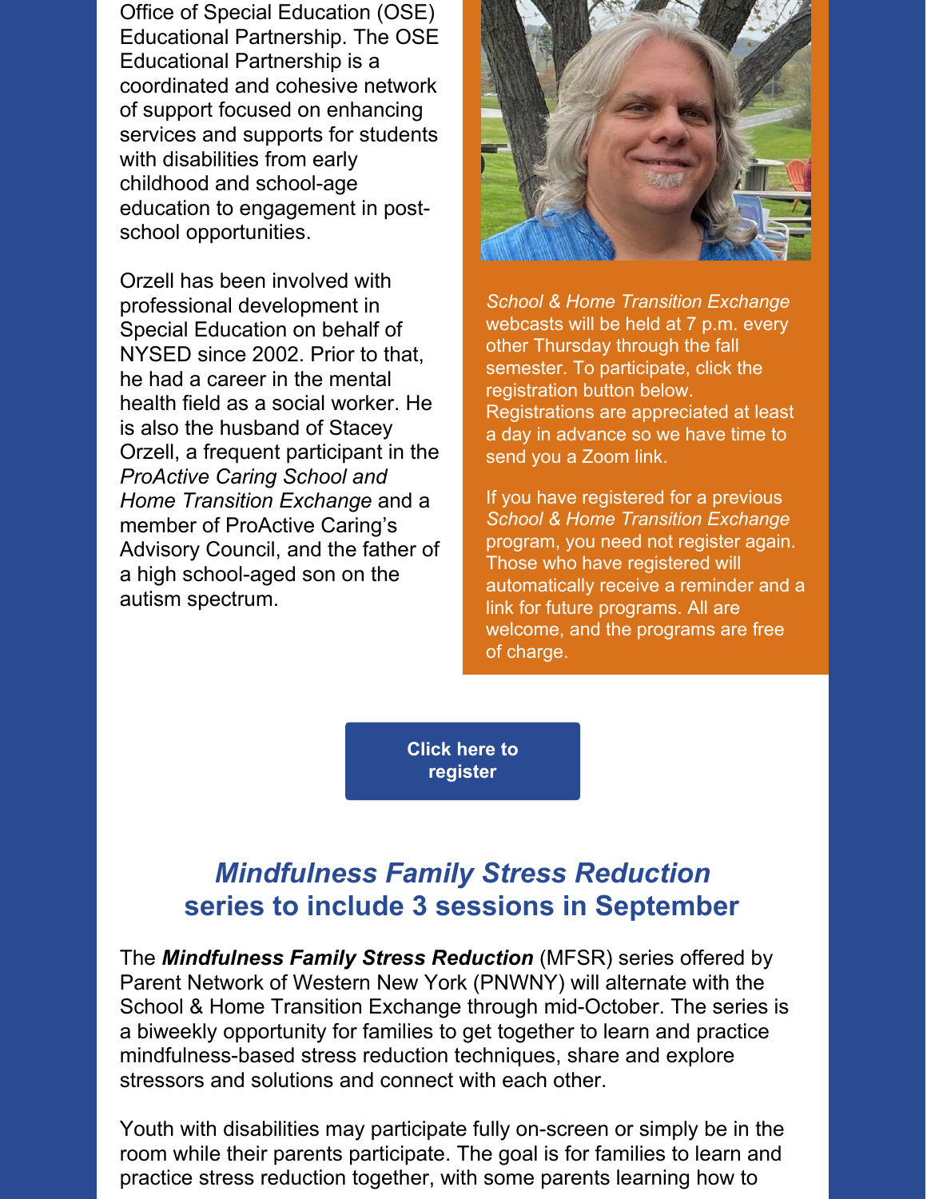Office of Special Education (OSE) Educational Partnership. The OSE Educational Partnership is a coordinated and cohesive network of support focused on enhancing services and supports for students with disabilities from early childhood and school-age education to engagement in post-school opportunities.

Orzell has been involved with professional development in Special Education on behalf of NYSED since 2002. Prior to that, he had a career in the mental health field as a social worker. He is also the husband of Stacey Orzell, a frequent participant in the *ProActive Caring School and Home Transition Exchange* and a member of ProActive Caring's Advisory Council, and the father of a high school-aged son on the autism spectrum.

*School & Home Transition Exchange* webcasts will be held at 7 p.m. every other Thursday through the fall semester. To participate, click the registration button below. Registrations are appreciated at least a day in advance so we have time to send you a Zoom link.

If you have registered for a previous *School & Home Transition Exchange* program, you need not register again. Those who have registered will automatically receive a reminder and a link for future programs. All are welcome, and the programs are free of charge.

**Click here to register**

## *Mindfulness Family Stress Reduction* series to include 3 sessions in September

The ***Mindfulness Family Stress Reduction*** (MFSR) series offered by Parent Network of Western New York (PNWNY) will alternate with the School & Home Transition Exchange through mid-October. The series is a biweekly opportunity for families to get together to learn and practice mindfulness-based stress reduction techniques, share and explore stressors and solutions and connect with each other.

Youth with disabilities may participate fully on-screen or simply be in the room while their parents participate. The goal is for families to learn and practice stress reduction together, with some parents learning how to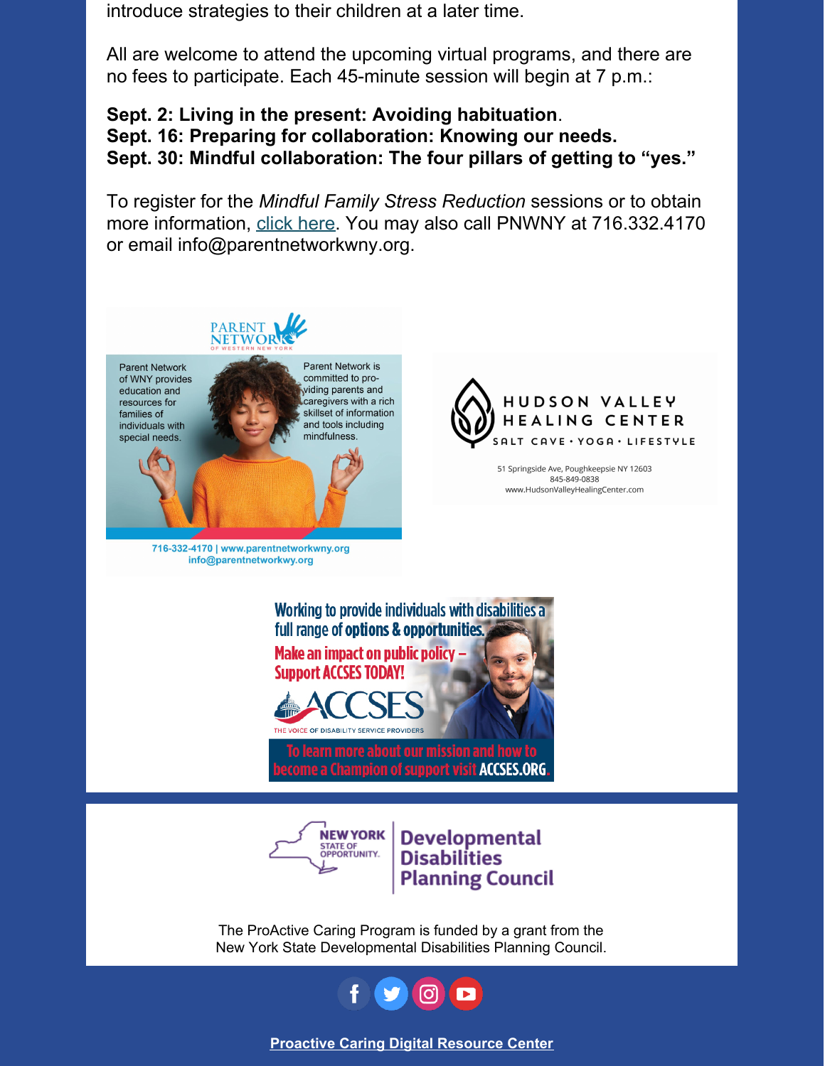introduce strategies to their children at a later time.

All are welcome to attend the upcoming virtual programs, and there are no fees to participate. Each 45-minute session will begin at 7 p.m.:

**Sept. 2: Living in the present: Avoiding habituation.**
**Sept. 16: Preparing for collaboration: Knowing our needs.**
**Sept. 30: Mindful collaboration: The four pillars of getting to "yes."**

To register for the *Mindful Family Stress Reduction* sessions or to obtain more information, click here. You may also call PNWNY at 716.332.4170 or email info@parentnetworkwny.org.

PARENT NETWORK OF WESTERN NEW YORK

Parent Network of WNY provides education and resources for families of individuals with special needs.

Parent Network is committed to providing parents and caregivers with a rich skillset of information and tools including mindfulness.

716-332-4170 | www.parentnetworkwny.org
info@parentnetworkwy.org

HUDSON VALLEY HEALING CENTER
SALT CAVE • YOGA • LIFESTYLE

51 Springside Ave, Poughkeepsie NY 12603
845-849-0838
www.HudsonValleyHealingCenter.com

Working to provide individuals with disabilities a full range of options & opportunities.
Make an impact on public policy – Support ACCSES TODAY!
ACCSES
THE VOICE OF DISABILITY SERVICE PROVIDERS
To learn more about our mission and how to become a Champion of support visit ACCSES.ORG.

NEW YORK STATE OF OPPORTUNITY. | Developmental Disabilities Planning Council

The ProActive Caring Program is funded by a grant from the New York State Developmental Disabilities Planning Council.

Proactive Caring Digital Resource Center